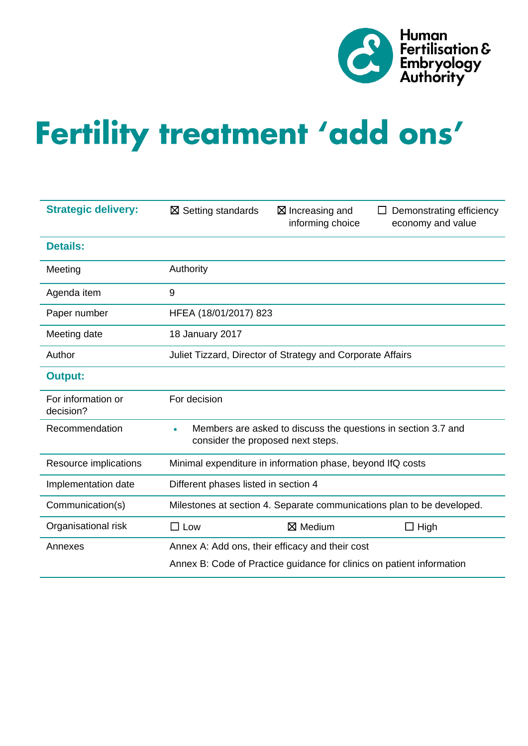Human Fertilisation & Embryology Authority

# Fertility treatment 'add ons'

| Strategic delivery: | ☒ Setting standards | ☒ Increasing and informing choice | ☐ Demonstrating efficiency economy and value |
|---|---|---|---|
| **Details:** | | | |
| Meeting | Authority | | |
| Agenda item | 9 | | |
| Paper number | HFEA (18/01/2017) 823 | | |
| Meeting date | 18 January 2017 | | |
| Author | Juliet Tizzard, Director of Strategy and Corporate Affairs | | |
| **Output:** | | | |
| For information or decision? | For decision | | |
| Recommendation | • Members are asked to discuss the questions in section 3.7 and consider the proposed next steps. | | |
| Resource implications | Minimal expenditure in information phase, beyond IfQ costs | | |
| Implementation date | Different phases listed in section 4 | | |
| Communication(s) | Milestones at section 4. Separate communications plan to be developed. | | |
| Organisational risk | ☐ Low | ☒ Medium | ☐ High |
| Annexes | Annex A: Add ons, their efficacy and their cost<br>Annex B: Code of Practice guidance for clinics on patient information | | |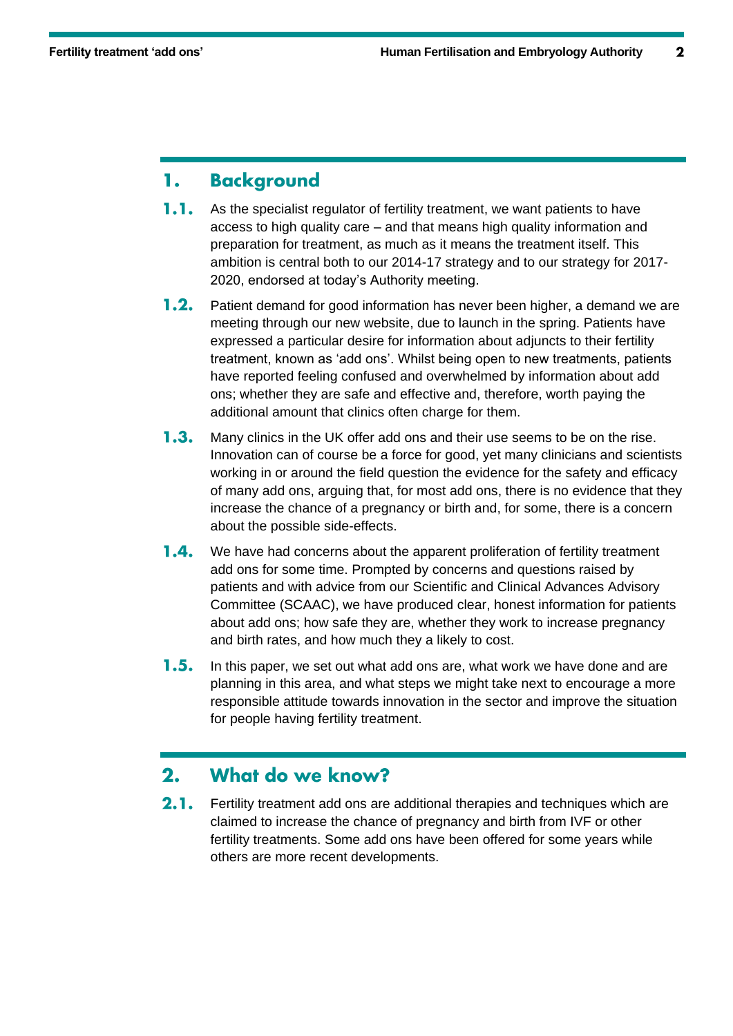## 1. Background

**1.1.** As the specialist regulator of fertility treatment, we want patients to have access to high quality care – and that means high quality information and preparation for treatment, as much as it means the treatment itself. This ambition is central both to our 2014-17 strategy and to our strategy for 2017-2020, endorsed at today's Authority meeting.

**1.2.** Patient demand for good information has never been higher, a demand we are meeting through our new website, due to launch in the spring. Patients have expressed a particular desire for information about adjuncts to their fertility treatment, known as 'add ons'. Whilst being open to new treatments, patients have reported feeling confused and overwhelmed by information about add ons; whether they are safe and effective and, therefore, worth paying the additional amount that clinics often charge for them.

**1.3.** Many clinics in the UK offer add ons and their use seems to be on the rise. Innovation can of course be a force for good, yet many clinicians and scientists working in or around the field question the evidence for the safety and efficacy of many add ons, arguing that, for most add ons, there is no evidence that they increase the chance of a pregnancy or birth and, for some, there is a concern about the possible side-effects.

**1.4.** We have had concerns about the apparent proliferation of fertility treatment add ons for some time. Prompted by concerns and questions raised by patients and with advice from our Scientific and Clinical Advances Advisory Committee (SCAAC), we have produced clear, honest information for patients about add ons; how safe they are, whether they work to increase pregnancy and birth rates, and how much they a likely to cost.

**1.5.** In this paper, we set out what add ons are, what work we have done and are planning in this area, and what steps we might take next to encourage a more responsible attitude towards innovation in the sector and improve the situation for people having fertility treatment.

## 2. What do we know?

**2.1.** Fertility treatment add ons are additional therapies and techniques which are claimed to increase the chance of pregnancy and birth from IVF or other fertility treatments. Some add ons have been offered for some years while others are more recent developments.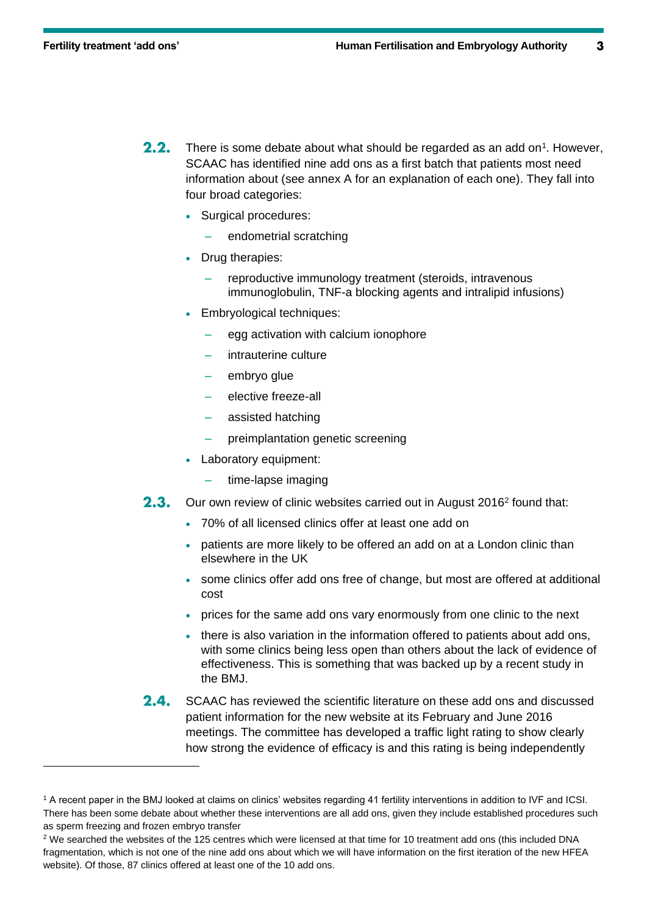**2.2.** There is some debate about what should be regarded as an add on[1]. However, SCAAC has identified nine add ons as a first batch that patients most need information about (see annex A for an explanation of each one). They fall into four broad categories:

- Surgical procedures:
  - endometrial scratching
- Drug therapies:
  - reproductive immunology treatment (steroids, intravenous immunoglobulin, TNF-a blocking agents and intralipid infusions)
- Embryological techniques:
  - egg activation with calcium ionophore
  - intrauterine culture
  - embryo glue
  - elective freeze-all
  - assisted hatching
  - preimplantation genetic screening
- Laboratory equipment:
  - time-lapse imaging

**2.3.** Our own review of clinic websites carried out in August 2016[2] found that:

- 70% of all licensed clinics offer at least one add on
- patients are more likely to be offered an add on at a London clinic than elsewhere in the UK
- some clinics offer add ons free of change, but most are offered at additional cost
- prices for the same add ons vary enormously from one clinic to the next
- there is also variation in the information offered to patients about add ons, with some clinics being less open than others about the lack of evidence of effectiveness. This is something that was backed up by a recent study in the BMJ.

**2.4.** SCAAC has reviewed the scientific literature on these add ons and discussed patient information for the new website at its February and June 2016 meetings. The committee has developed a traffic light rating to show clearly how strong the evidence of efficacy is and this rating is being independently

---

[1] A recent paper in the BMJ looked at claims on clinics' websites regarding 41 fertility interventions in addition to IVF and ICSI. There has been some debate about whether these interventions are all add ons, given they include established procedures such as sperm freezing and frozen embryo transfer

[2] We searched the websites of the 125 centres which were licensed at that time for 10 treatment add ons (this included DNA fragmentation, which is not one of the nine add ons about which we will have information on the first iteration of the new HFEA website). Of those, 87 clinics offered at least one of the 10 add ons.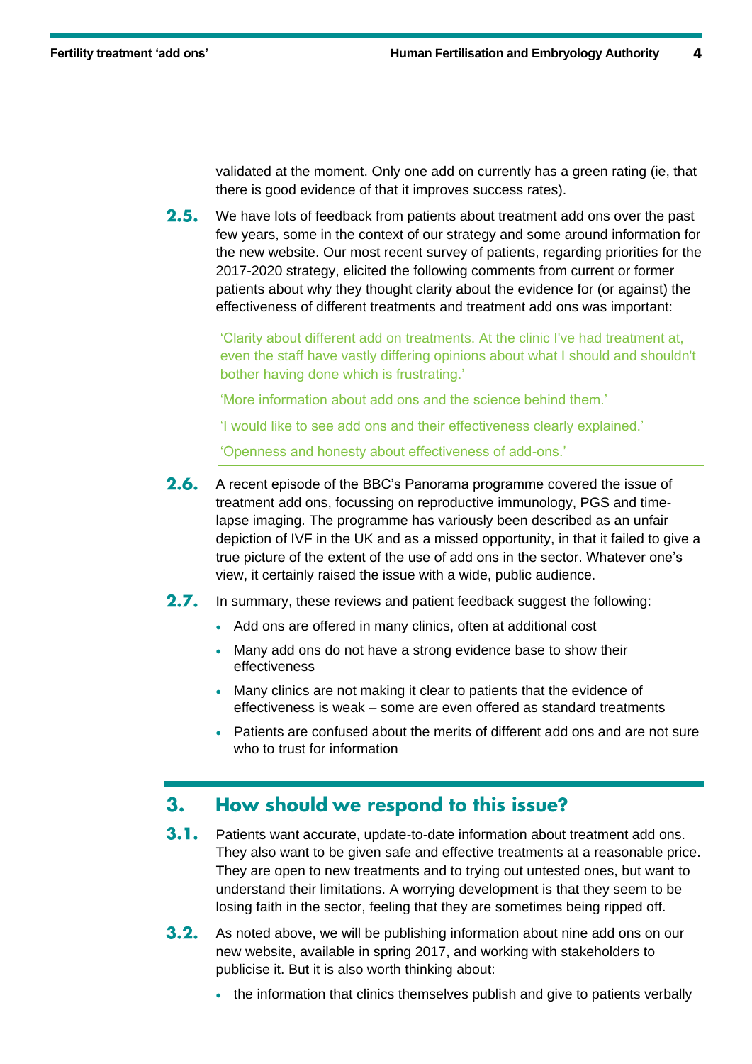validated at the moment. Only one add on currently has a green rating (ie, that there is good evidence of that it improves success rates).

**2.5.** We have lots of feedback from patients about treatment add ons over the past few years, some in the context of our strategy and some around information for the new website. Our most recent survey of patients, regarding priorities for the 2017-2020 strategy, elicited the following comments from current or former patients about why they thought clarity about the evidence for (or against) the effectiveness of different treatments and treatment add ons was important:

> 'Clarity about different add on treatments. At the clinic I've had treatment at, even the staff have vastly differing opinions about what I should and shouldn't bother having done which is frustrating.'
>
> 'More information about add ons and the science behind them.'
>
> 'I would like to see add ons and their effectiveness clearly explained.'
>
> 'Openness and honesty about effectiveness of add-ons.'

**2.6.** A recent episode of the BBC's Panorama programme covered the issue of treatment add ons, focussing on reproductive immunology, PGS and time-lapse imaging. The programme has variously been described as an unfair depiction of IVF in the UK and as a missed opportunity, in that it failed to give a true picture of the extent of the use of add ons in the sector. Whatever one's view, it certainly raised the issue with a wide, public audience.

**2.7.** In summary, these reviews and patient feedback suggest the following:

- Add ons are offered in many clinics, often at additional cost
- Many add ons do not have a strong evidence base to show their effectiveness
- Many clinics are not making it clear to patients that the evidence of effectiveness is weak – some are even offered as standard treatments
- Patients are confused about the merits of different add ons and are not sure who to trust for information

## 3. How should we respond to this issue?

**3.1.** Patients want accurate, update-to-date information about treatment add ons. They also want to be given safe and effective treatments at a reasonable price. They are open to new treatments and to trying out untested ones, but want to understand their limitations. A worrying development is that they seem to be losing faith in the sector, feeling that they are sometimes being ripped off.

**3.2.** As noted above, we will be publishing information about nine add ons on our new website, available in spring 2017, and working with stakeholders to publicise it. But it is also worth thinking about:

- the information that clinics themselves publish and give to patients verbally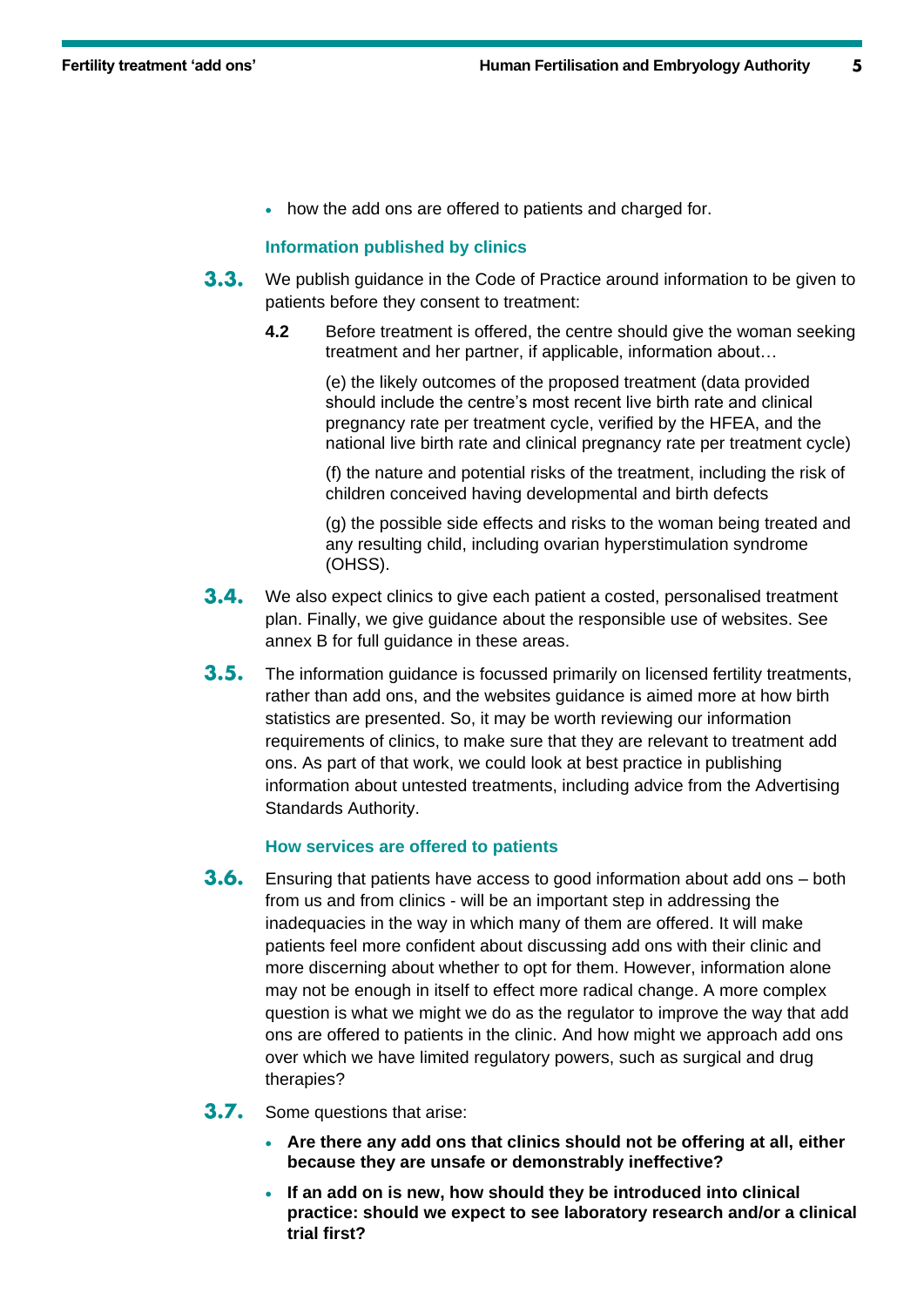- how the add ons are offered to patients and charged for.

### Information published by clinics

**3.3.** We publish guidance in the Code of Practice around information to be given to patients before they consent to treatment:

> **4.2** Before treatment is offered, the centre should give the woman seeking treatment and her partner, if applicable, information about…
>
> (e) the likely outcomes of the proposed treatment (data provided should include the centre's most recent live birth rate and clinical pregnancy rate per treatment cycle, verified by the HFEA, and the national live birth rate and clinical pregnancy rate per treatment cycle)
>
> (f) the nature and potential risks of the treatment, including the risk of children conceived having developmental and birth defects
>
> (g) the possible side effects and risks to the woman being treated and any resulting child, including ovarian hyperstimulation syndrome (OHSS).

**3.4.** We also expect clinics to give each patient a costed, personalised treatment plan. Finally, we give guidance about the responsible use of websites. See annex B for full guidance in these areas.

**3.5.** The information guidance is focussed primarily on licensed fertility treatments, rather than add ons, and the websites guidance is aimed more at how birth statistics are presented. So, it may be worth reviewing our information requirements of clinics, to make sure that they are relevant to treatment add ons. As part of that work, we could look at best practice in publishing information about untested treatments, including advice from the Advertising Standards Authority.

### How services are offered to patients

**3.6.** Ensuring that patients have access to good information about add ons – both from us and from clinics - will be an important step in addressing the inadequacies in the way in which many of them are offered. It will make patients feel more confident about discussing add ons with their clinic and more discerning about whether to opt for them. However, information alone may not be enough in itself to effect more radical change. A more complex question is what we might we do as the regulator to improve the way that add ons are offered to patients in the clinic. And how might we approach add ons over which we have limited regulatory powers, such as surgical and drug therapies?

**3.7.** Some questions that arise:

- **Are there any add ons that clinics should not be offering at all, either because they are unsafe or demonstrably ineffective?**
- **If an add on is new, how should they be introduced into clinical practice: should we expect to see laboratory research and/or a clinical trial first?**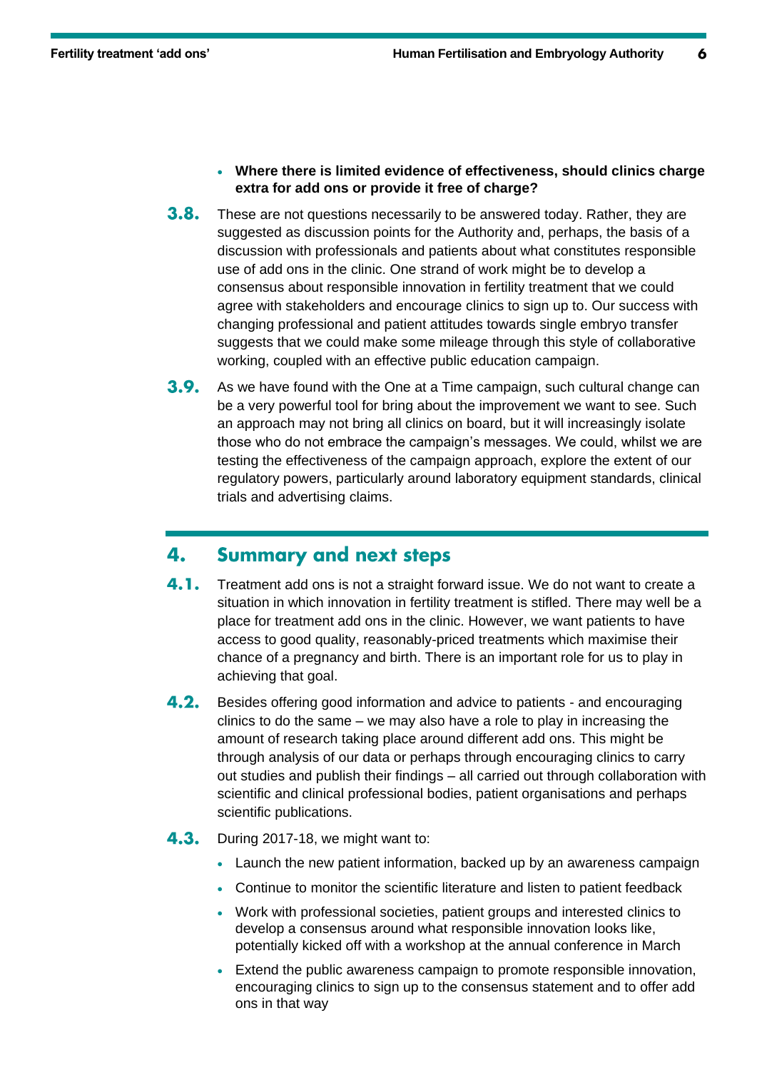- **Where there is limited evidence of effectiveness, should clinics charge extra for add ons or provide it free of charge?**

**3.8.** These are not questions necessarily to be answered today. Rather, they are suggested as discussion points for the Authority and, perhaps, the basis of a discussion with professionals and patients about what constitutes responsible use of add ons in the clinic. One strand of work might be to develop a consensus about responsible innovation in fertility treatment that we could agree with stakeholders and encourage clinics to sign up to. Our success with changing professional and patient attitudes towards single embryo transfer suggests that we could make some mileage through this style of collaborative working, coupled with an effective public education campaign.

**3.9.** As we have found with the One at a Time campaign, such cultural change can be a very powerful tool for bring about the improvement we want to see. Such an approach may not bring all clinics on board, but it will increasingly isolate those who do not embrace the campaign's messages. We could, whilst we are testing the effectiveness of the campaign approach, explore the extent of our regulatory powers, particularly around laboratory equipment standards, clinical trials and advertising claims.

## 4. Summary and next steps

**4.1.** Treatment add ons is not a straight forward issue. We do not want to create a situation in which innovation in fertility treatment is stifled. There may well be a place for treatment add ons in the clinic. However, we want patients to have access to good quality, reasonably-priced treatments which maximise their chance of a pregnancy and birth. There is an important role for us to play in achieving that goal.

**4.2.** Besides offering good information and advice to patients - and encouraging clinics to do the same – we may also have a role to play in increasing the amount of research taking place around different add ons. This might be through analysis of our data or perhaps through encouraging clinics to carry out studies and publish their findings – all carried out through collaboration with scientific and clinical professional bodies, patient organisations and perhaps scientific publications.

**4.3.** During 2017-18, we might want to:

- Launch the new patient information, backed up by an awareness campaign
- Continue to monitor the scientific literature and listen to patient feedback
- Work with professional societies, patient groups and interested clinics to develop a consensus around what responsible innovation looks like, potentially kicked off with a workshop at the annual conference in March
- Extend the public awareness campaign to promote responsible innovation, encouraging clinics to sign up to the consensus statement and to offer add ons in that way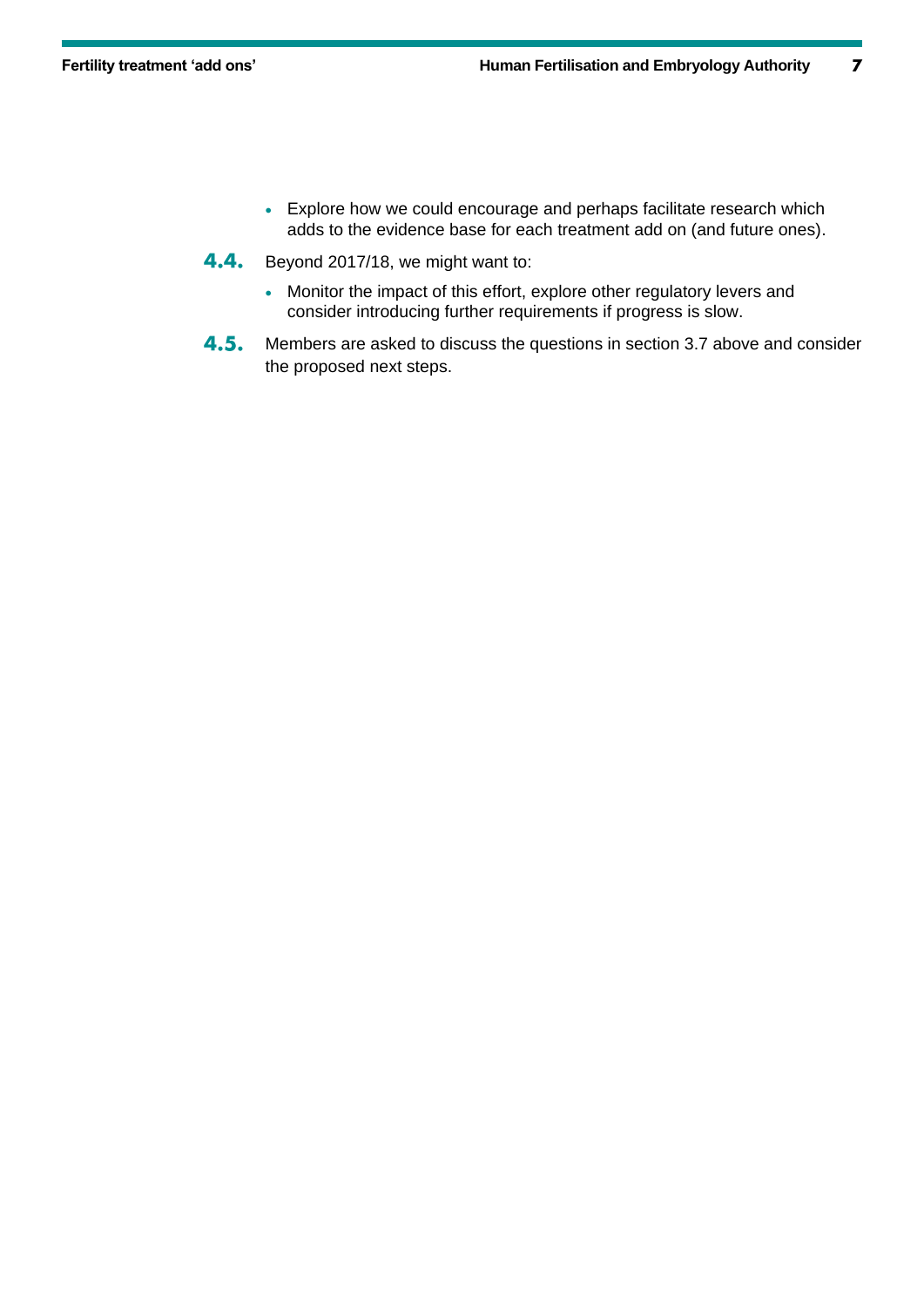- Explore how we could encourage and perhaps facilitate research which adds to the evidence base for each treatment add on (and future ones).

**4.4.** Beyond 2017/18, we might want to:

- Monitor the impact of this effort, explore other regulatory levers and consider introducing further requirements if progress is slow.

**4.5.** Members are asked to discuss the questions in section 3.7 above and consider the proposed next steps.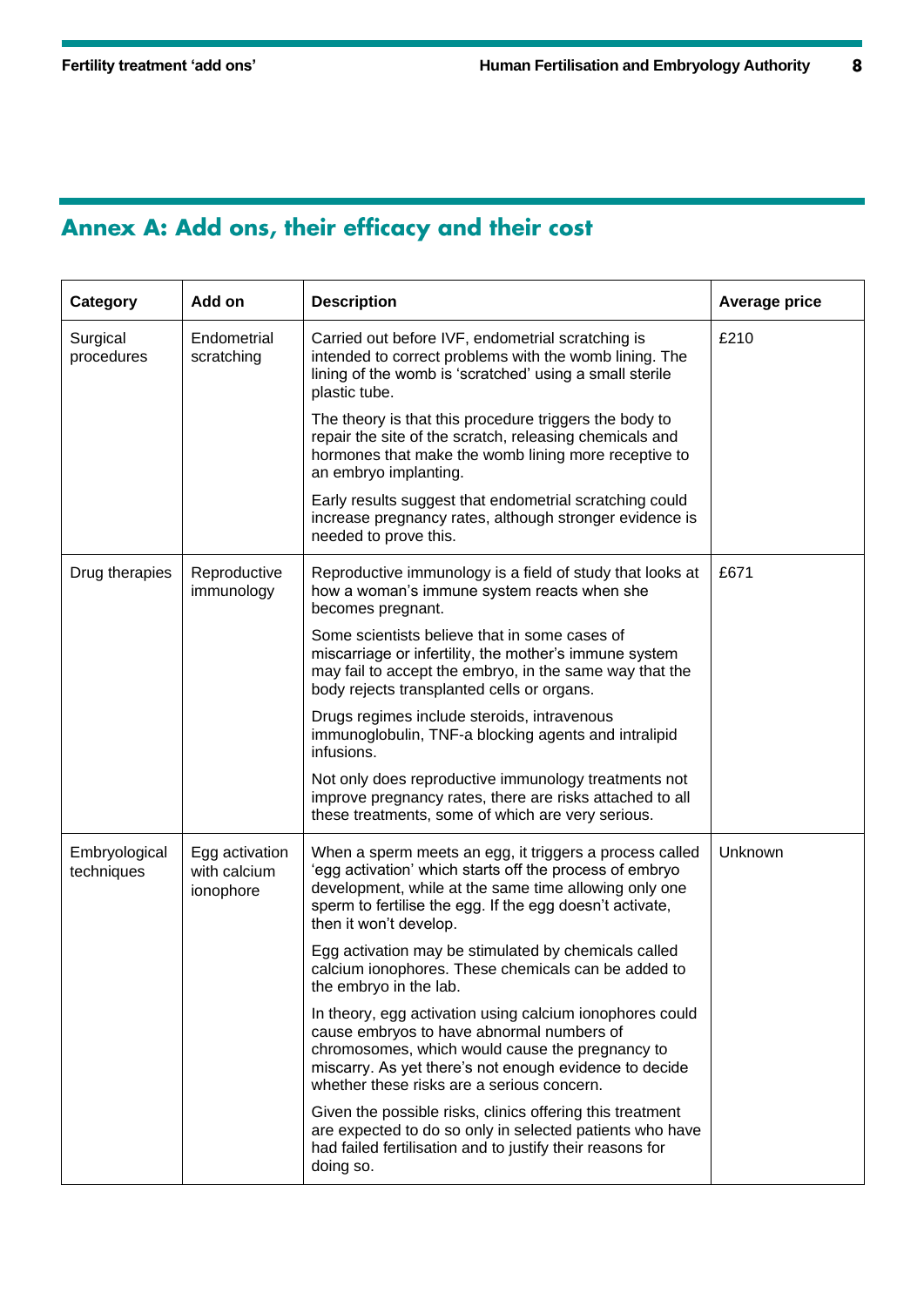## Annex A: Add ons, their efficacy and their cost

| Category | Add on | Description | Average price |
|---|---|---|---|
| Surgical procedures | Endometrial scratching | Carried out before IVF, endometrial scratching is intended to correct problems with the womb lining. The lining of the womb is 'scratched' using a small sterile plastic tube.<br><br>The theory is that this procedure triggers the body to repair the site of the scratch, releasing chemicals and hormones that make the womb lining more receptive to an embryo implanting.<br><br>Early results suggest that endometrial scratching could increase pregnancy rates, although stronger evidence is needed to prove this. | £210 |
| Drug therapies | Reproductive immunology | Reproductive immunology is a field of study that looks at how a woman's immune system reacts when she becomes pregnant.<br><br>Some scientists believe that in some cases of miscarriage or infertility, the mother's immune system may fail to accept the embryo, in the same way that the body rejects transplanted cells or organs.<br><br>Drugs regimes include steroids, intravenous immunoglobulin, TNF-a blocking agents and intralipid infusions.<br><br>Not only does reproductive immunology treatments not improve pregnancy rates, there are risks attached to all these treatments, some of which are very serious. | £671 |
| Embryological techniques | Egg activation with calcium ionophore | When a sperm meets an egg, it triggers a process called 'egg activation' which starts off the process of embryo development, while at the same time allowing only one sperm to fertilise the egg. If the egg doesn't activate, then it won't develop.<br><br>Egg activation may be stimulated by chemicals called calcium ionophores. These chemicals can be added to the embryo in the lab.<br><br>In theory, egg activation using calcium ionophores could cause embryos to have abnormal numbers of chromosomes, which would cause the pregnancy to miscarry. As yet there's not enough evidence to decide whether these risks are a serious concern.<br><br>Given the possible risks, clinics offering this treatment are expected to do so only in selected patients who have had failed fertilisation and to justify their reasons for doing so. | Unknown |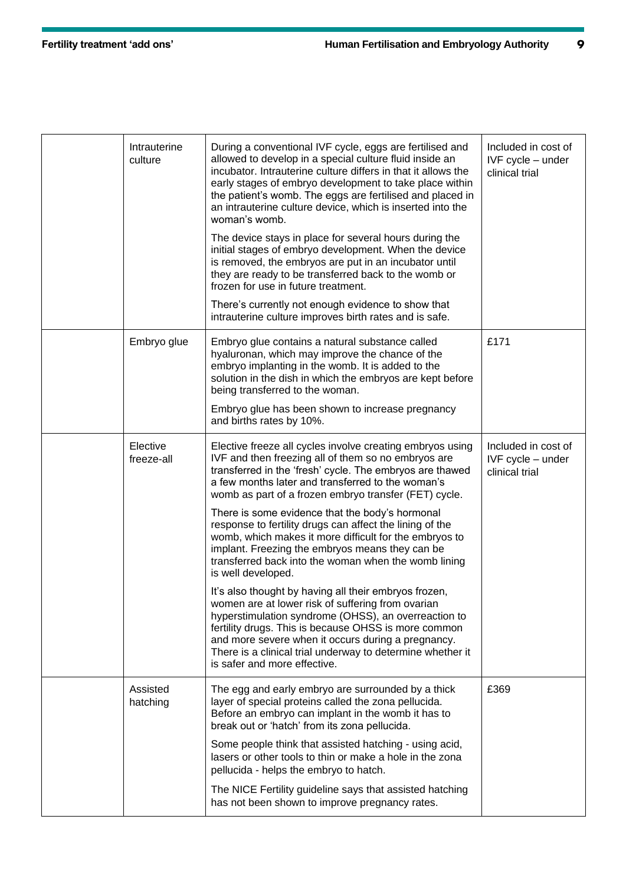| | | | |
|---|---|---|---|
| | Intrauterine culture | During a conventional IVF cycle, eggs are fertilised and allowed to develop in a special culture fluid inside an incubator. Intrauterine culture differs in that it allows the early stages of embryo development to take place within the patient's womb. The eggs are fertilised and placed in an intrauterine culture device, which is inserted into the woman's womb.<br><br>The device stays in place for several hours during the initial stages of embryo development. When the device is removed, the embryos are put in an incubator until they are ready to be transferred back to the womb or frozen for use in future treatment.<br><br>There's currently not enough evidence to show that intrauterine culture improves birth rates and is safe. | Included in cost of IVF cycle – under clinical trial |
| | Embryo glue | Embryo glue contains a natural substance called hyaluronan, which may improve the chance of the embryo implanting in the womb. It is added to the solution in the dish in which the embryos are kept before being transferred to the woman.<br><br>Embryo glue has been shown to increase pregnancy and births rates by 10%. | £171 |
| | Elective freeze-all | Elective freeze all cycles involve creating embryos using IVF and then freezing all of them so no embryos are transferred in the 'fresh' cycle. The embryos are thawed a few months later and transferred to the woman's womb as part of a frozen embryo transfer (FET) cycle.<br><br>There is some evidence that the body's hormonal response to fertility drugs can affect the lining of the womb, which makes it more difficult for the embryos to implant. Freezing the embryos means they can be transferred back into the woman when the womb lining is well developed.<br><br>It's also thought by having all their embryos frozen, women are at lower risk of suffering from ovarian hyperstimulation syndrome (OHSS), an overreaction to fertility drugs. This is because OHSS is more common and more severe when it occurs during a pregnancy. There is a clinical trial underway to determine whether it is safer and more effective. | Included in cost of IVF cycle – under clinical trial |
| | Assisted hatching | The egg and early embryo are surrounded by a thick layer of special proteins called the zona pellucida. Before an embryo can implant in the womb it has to break out or 'hatch' from its zona pellucida.<br><br>Some people think that assisted hatching - using acid, lasers or other tools to thin or make a hole in the zona pellucida - helps the embryo to hatch.<br><br>The NICE Fertility guideline says that assisted hatching has not been shown to improve pregnancy rates. | £369 |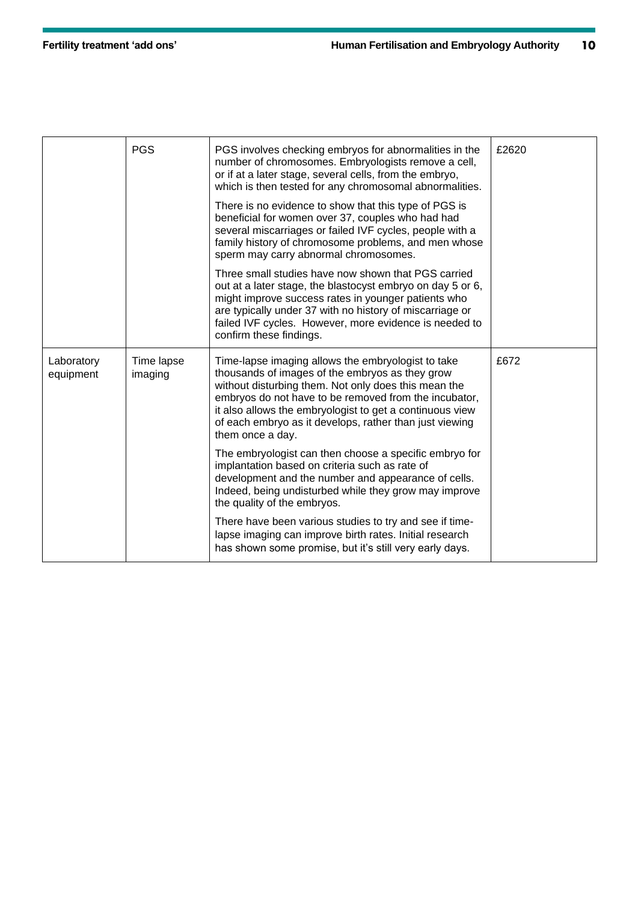|  |  |  |  |
|---|---|---|---|
|  | PGS | PGS involves checking embryos for abnormalities in the number of chromosomes. Embryologists remove a cell, or if at a later stage, several cells, from the embryo, which is then tested for any chromosomal abnormalities.<br><br>There is no evidence to show that this type of PGS is beneficial for women over 37, couples who had had several miscarriages or failed IVF cycles, people with a family history of chromosome problems, and men whose sperm may carry abnormal chromosomes.<br><br>Three small studies have now shown that PGS carried out at a later stage, the blastocyst embryo on day 5 or 6, might improve success rates in younger patients who are typically under 37 with no history of miscarriage or failed IVF cycles. However, more evidence is needed to confirm these findings. | £2620 |
| Laboratory equipment | Time lapse imaging | Time-lapse imaging allows the embryologist to take thousands of images of the embryos as they grow without disturbing them. Not only does this mean the embryos do not have to be removed from the incubator, it also allows the embryologist to get a continuous view of each embryo as it develops, rather than just viewing them once a day.<br><br>The embryologist can then choose a specific embryo for implantation based on criteria such as rate of development and the number and appearance of cells. Indeed, being undisturbed while they grow may improve the quality of the embryos.<br><br>There have been various studies to try and see if time-lapse imaging can improve birth rates. Initial research has shown some promise, but it's still very early days. | £672 |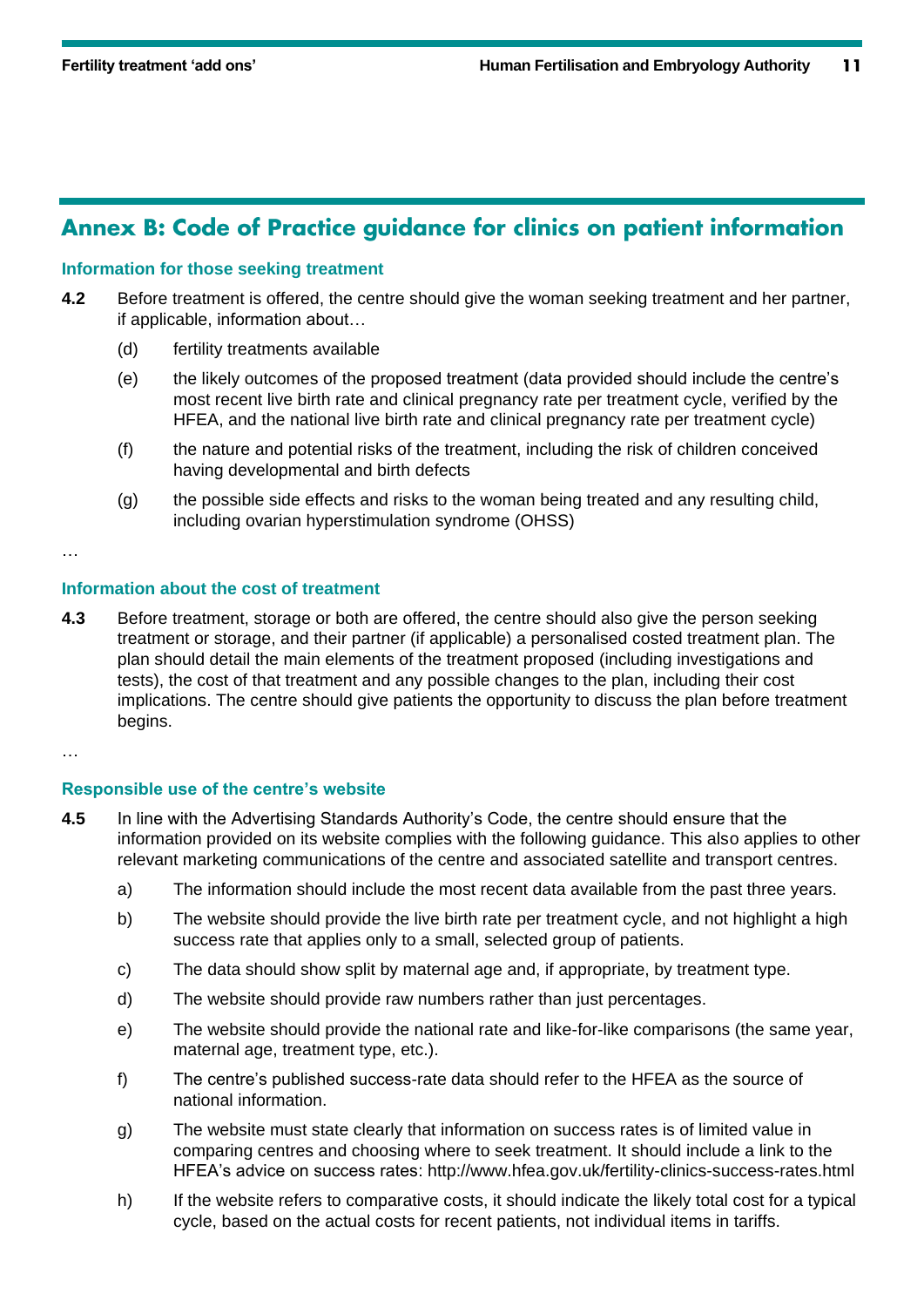## Annex B: Code of Practice guidance for clinics on patient information

### Information for those seeking treatment

**4.2** Before treatment is offered, the centre should give the woman seeking treatment and her partner, if applicable, information about…

(d) fertility treatments available

(e) the likely outcomes of the proposed treatment (data provided should include the centre's most recent live birth rate and clinical pregnancy rate per treatment cycle, verified by the HFEA, and the national live birth rate and clinical pregnancy rate per treatment cycle)

(f) the nature and potential risks of the treatment, including the risk of children conceived having developmental and birth defects

(g) the possible side effects and risks to the woman being treated and any resulting child, including ovarian hyperstimulation syndrome (OHSS)

…

### Information about the cost of treatment

**4.3** Before treatment, storage or both are offered, the centre should also give the person seeking treatment or storage, and their partner (if applicable) a personalised costed treatment plan. The plan should detail the main elements of the treatment proposed (including investigations and tests), the cost of that treatment and any possible changes to the plan, including their cost implications. The centre should give patients the opportunity to discuss the plan before treatment begins.

…

### Responsible use of the centre's website

**4.5** In line with the Advertising Standards Authority's Code, the centre should ensure that the information provided on its website complies with the following guidance. This also applies to other relevant marketing communications of the centre and associated satellite and transport centres.

a) The information should include the most recent data available from the past three years.

b) The website should provide the live birth rate per treatment cycle, and not highlight a high success rate that applies only to a small, selected group of patients.

c) The data should show split by maternal age and, if appropriate, by treatment type.

d) The website should provide raw numbers rather than just percentages.

e) The website should provide the national rate and like-for-like comparisons (the same year, maternal age, treatment type, etc.).

f) The centre's published success-rate data should refer to the HFEA as the source of national information.

g) The website must state clearly that information on success rates is of limited value in comparing centres and choosing where to seek treatment. It should include a link to the HFEA's advice on success rates: http://www.hfea.gov.uk/fertility-clinics-success-rates.html

h) If the website refers to comparative costs, it should indicate the likely total cost for a typical cycle, based on the actual costs for recent patients, not individual items in tariffs.